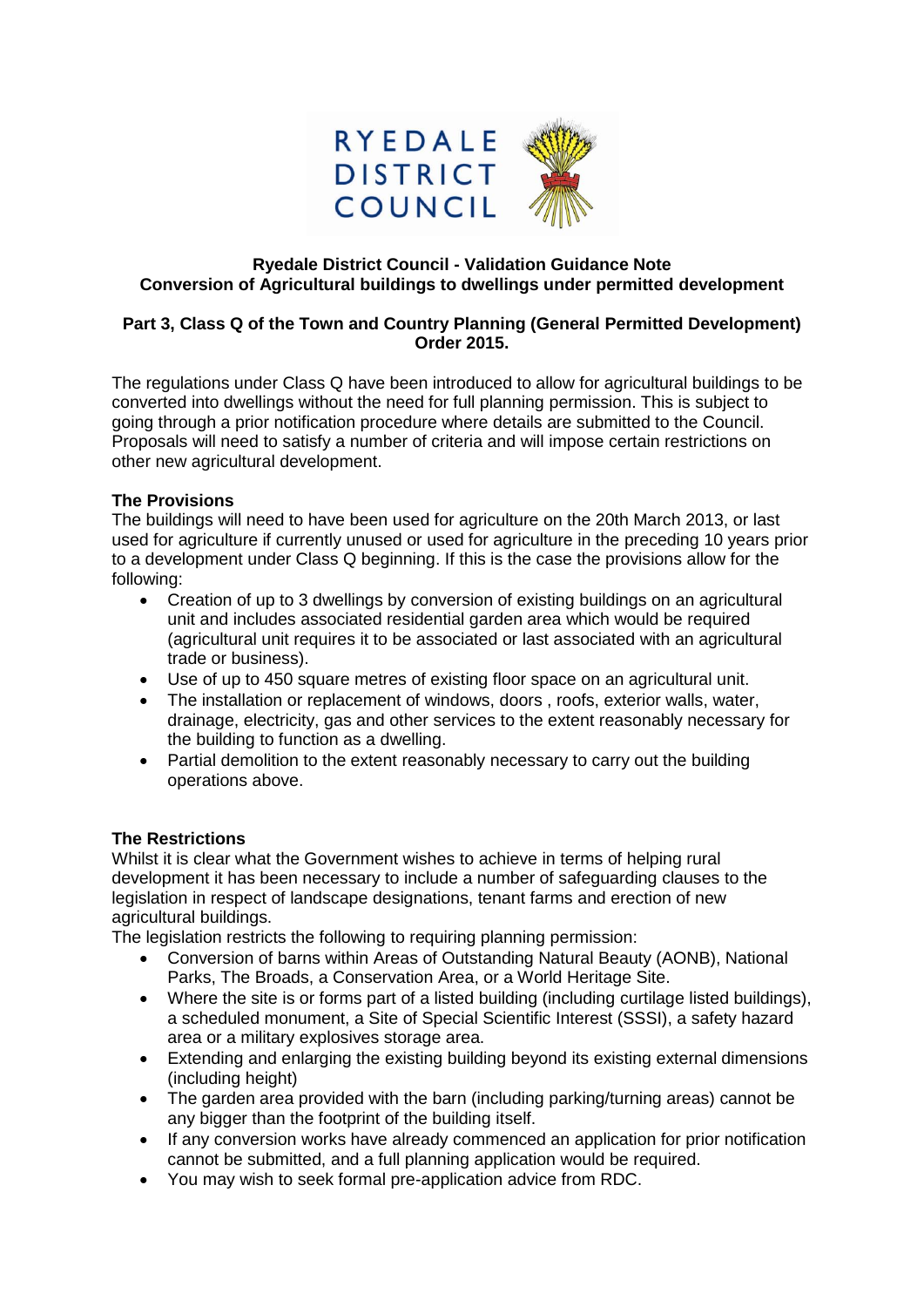RYEDALE DISTRICT COUNCIL

**Ryedale District Council - Validation Guidance Note**
**Conversion of Agricultural buildings to dwellings under permitted development**

**Part 3, Class Q of the Town and Country Planning (General Permitted Development) Order 2015.**

The regulations under Class Q have been introduced to allow for agricultural buildings to be converted into dwellings without the need for full planning permission. This is subject to going through a prior notification procedure where details are submitted to the Council. Proposals will need to satisfy a number of criteria and will impose certain restrictions on other new agricultural development.

**The Provisions**

The buildings will need to have been used for agriculture on the 20th March 2013, or last used for agriculture if currently unused or used for agriculture in the preceding 10 years prior to a development under Class Q beginning. If this is the case the provisions allow for the following:

- Creation of up to 3 dwellings by conversion of existing buildings on an agricultural unit and includes associated residential garden area which would be required (agricultural unit requires it to be associated or last associated with an agricultural trade or business).
- Use of up to 450 square metres of existing floor space on an agricultural unit.
- The installation or replacement of windows, doors , roofs, exterior walls, water, drainage, electricity, gas and other services to the extent reasonably necessary for the building to function as a dwelling.
- Partial demolition to the extent reasonably necessary to carry out the building operations above.

**The Restrictions**

Whilst it is clear what the Government wishes to achieve in terms of helping rural development it has been necessary to include a number of safeguarding clauses to the legislation in respect of landscape designations, tenant farms and erection of new agricultural buildings.

The legislation restricts the following to requiring planning permission:

- Conversion of barns within Areas of Outstanding Natural Beauty (AONB), National Parks, The Broads, a Conservation Area, or a World Heritage Site.
- Where the site is or forms part of a listed building (including curtilage listed buildings), a scheduled monument, a Site of Special Scientific Interest (SSSI), a safety hazard area or a military explosives storage area.
- Extending and enlarging the existing building beyond its existing external dimensions (including height)
- The garden area provided with the barn (including parking/turning areas) cannot be any bigger than the footprint of the building itself.
- If any conversion works have already commenced an application for prior notification cannot be submitted, and a full planning application would be required.
- You may wish to seek formal pre-application advice from RDC.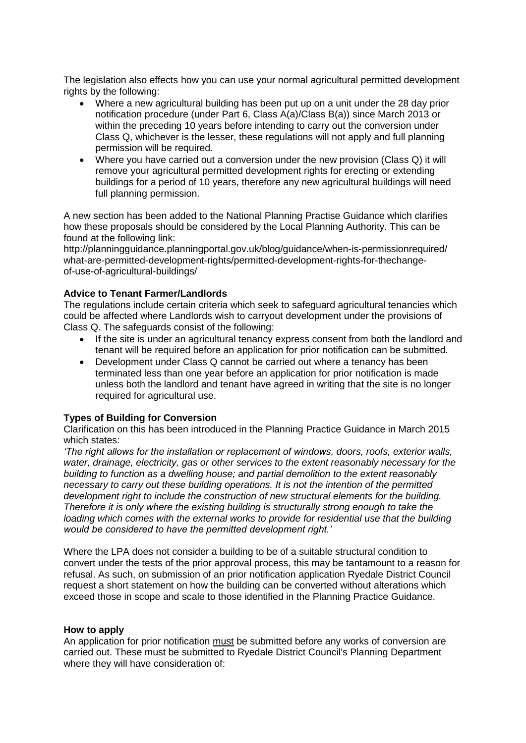The legislation also effects how you can use your normal agricultural permitted development rights by the following:

- Where a new agricultural building has been put up on a unit under the 28 day prior notification procedure (under Part 6, Class A(a)/Class B(a)) since March 2013 or within the preceding 10 years before intending to carry out the conversion under Class Q, whichever is the lesser, these regulations will not apply and full planning permission will be required.
- Where you have carried out a conversion under the new provision (Class Q) it will remove your agricultural permitted development rights for erecting or extending buildings for a period of 10 years, therefore any new agricultural buildings will need full planning permission.

A new section has been added to the National Planning Practise Guidance which clarifies how these proposals should be considered by the Local Planning Authority. This can be found at the following link:
http://planningguidance.planningportal.gov.uk/blog/guidance/when-is-permissionrequired/what-are-permitted-development-rights/permitted-development-rights-for-thechange-of-use-of-agricultural-buildings/

**Advice to Tenant Farmer/Landlords**

The regulations include certain criteria which seek to safeguard agricultural tenancies which could be affected where Landlords wish to carryout development under the provisions of Class Q. The safeguards consist of the following:

- If the site is under an agricultural tenancy express consent from both the landlord and tenant will be required before an application for prior notification can be submitted.
- Development under Class Q cannot be carried out where a tenancy has been terminated less than one year before an application for prior notification is made unless both the landlord and tenant have agreed in writing that the site is no longer required for agricultural use.

**Types of Building for Conversion**

Clarification on this has been introduced in the Planning Practice Guidance in March 2015 which states:

*'The right allows for the installation or replacement of windows, doors, roofs, exterior walls, water, drainage, electricity, gas or other services to the extent reasonably necessary for the building to function as a dwelling house; and partial demolition to the extent reasonably necessary to carry out these building operations. It is not the intention of the permitted development right to include the construction of new structural elements for the building. Therefore it is only where the existing building is structurally strong enough to take the loading which comes with the external works to provide for residential use that the building would be considered to have the permitted development right.'*

Where the LPA does not consider a building to be of a suitable structural condition to convert under the tests of the prior approval process, this may be tantamount to a reason for refusal. As such, on submission of an prior notification application Ryedale District Council request a short statement on how the building can be converted without alterations which exceed those in scope and scale to those identified in the Planning Practice Guidance.

**How to apply**

An application for prior notification <u>must</u> be submitted before any works of conversion are carried out. These must be submitted to Ryedale District Council's Planning Department where they will have consideration of: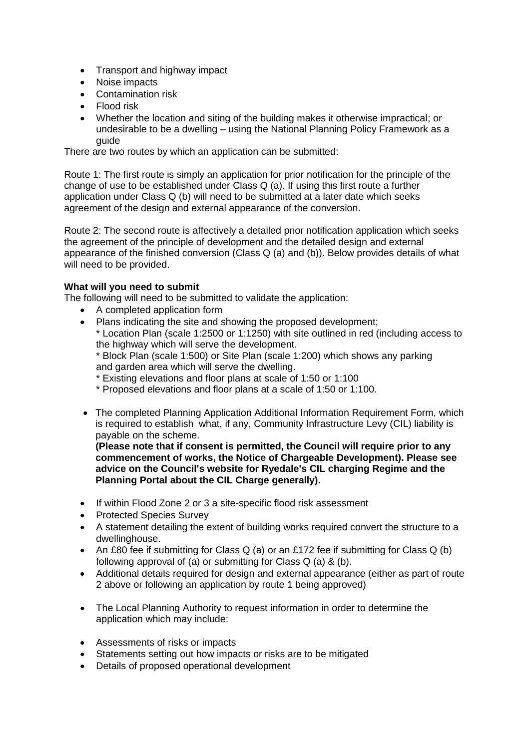- Transport and highway impact
- Noise impacts
- Contamination risk
- Flood risk
- Whether the location and siting of the building makes it otherwise impractical; or undesirable to be a dwelling – using the National Planning Policy Framework as a guide

There are two routes by which an application can be submitted:

Route 1: The first route is simply an application for prior notification for the principle of the change of use to be established under Class Q (a). If using this first route a further application under Class Q (b) will need to be submitted at a later date which seeks agreement of the design and external appearance of the conversion.

Route 2: The second route is affectively a detailed prior notification application which seeks the agreement of the principle of development and the detailed design and external appearance of the finished conversion (Class Q (a) and (b)). Below provides details of what will need to be provided.

**What will you need to submit**

The following will need to be submitted to validate the application:

- A completed application form
- Plans indicating the site and showing the proposed development;
  * Location Plan (scale 1:2500 or 1:1250) with site outlined in red (including access to the highway which will serve the development.
  * Block Plan (scale 1:500) or Site Plan (scale 1:200) which shows any parking and garden area which will serve the dwelling.
  * Existing elevations and floor plans at scale of 1:50 or 1:100
  * Proposed elevations and floor plans at a scale of 1:50 or 1:100.

- The completed Planning Application Additional Information Requirement Form, which is required to establish what, if any, Community Infrastructure Levy (CIL) liability is payable on the scheme.
  **(Please note that if consent is permitted, the Council will require prior to any commencement of works, the Notice of Chargeable Development). Please see advice on the Council's website for Ryedale's CIL charging Regime and the Planning Portal about the CIL Charge generally).**

- If within Flood Zone 2 or 3 a site-specific flood risk assessment
- Protected Species Survey
- A statement detailing the extent of building works required convert the structure to a dwellinghouse.
- An £80 fee if submitting for Class Q (a) or an £172 fee if submitting for Class Q (b) following approval of (a) or submitting for Class Q (a) & (b).
- Additional details required for design and external appearance (either as part of route 2 above or following an application by route 1 being approved)

- The Local Planning Authority to request information in order to determine the application which may include:

- Assessments of risks or impacts
- Statements setting out how impacts or risks are to be mitigated
- Details of proposed operational development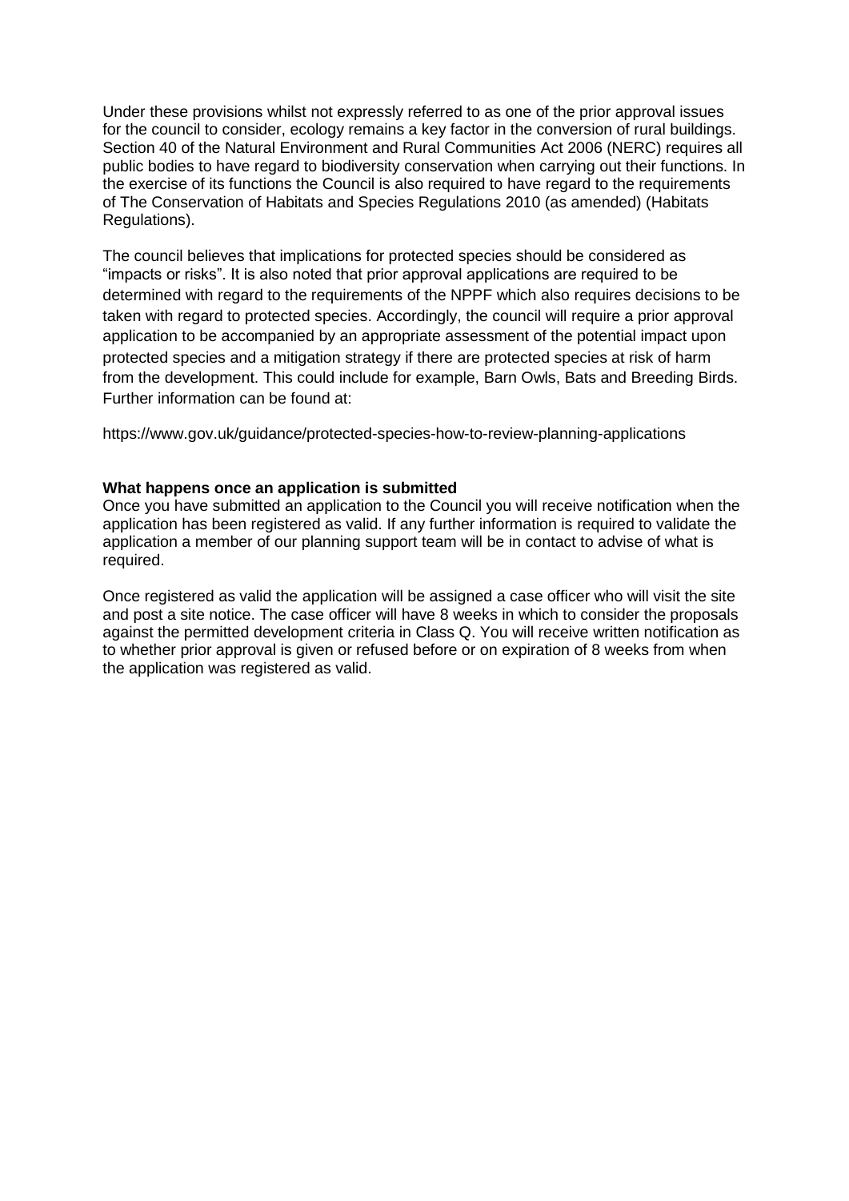Under these provisions whilst not expressly referred to as one of the prior approval issues for the council to consider, ecology remains a key factor in the conversion of rural buildings. Section 40 of the Natural Environment and Rural Communities Act 2006 (NERC) requires all public bodies to have regard to biodiversity conservation when carrying out their functions. In the exercise of its functions the Council is also required to have regard to the requirements of The Conservation of Habitats and Species Regulations 2010 (as amended) (Habitats Regulations).

The council believes that implications for protected species should be considered as "impacts or risks". It is also noted that prior approval applications are required to be determined with regard to the requirements of the NPPF which also requires decisions to be taken with regard to protected species. Accordingly, the council will require a prior approval application to be accompanied by an appropriate assessment of the potential impact upon protected species and a mitigation strategy if there are protected species at risk of harm from the development. This could include for example, Barn Owls, Bats and Breeding Birds. Further information can be found at:

https://www.gov.uk/guidance/protected-species-how-to-review-planning-applications

**What happens once an application is submitted**

Once you have submitted an application to the Council you will receive notification when the application has been registered as valid. If any further information is required to validate the application a member of our planning support team will be in contact to advise of what is required.

Once registered as valid the application will be assigned a case officer who will visit the site and post a site notice. The case officer will have 8 weeks in which to consider the proposals against the permitted development criteria in Class Q. You will receive written notification as to whether prior approval is given or refused before or on expiration of 8 weeks from when the application was registered as valid.